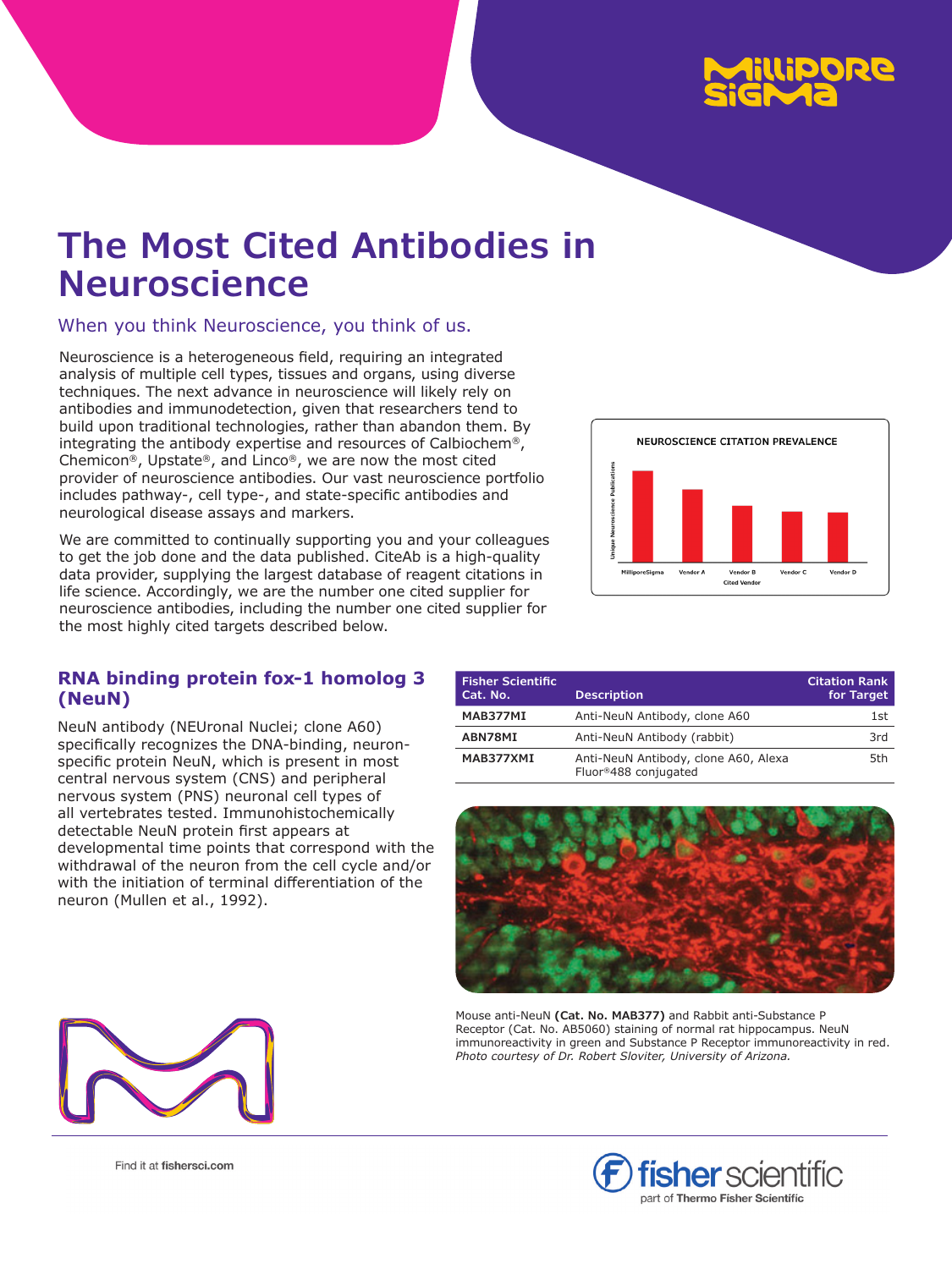# The Most Cited Antibodies in Neuroscience

## When you think Neuroscience, you think of us.

Neuroscience is a heterogeneous field, requiring an integrated analysis of multiple cell types, tissues and organs, using diverse techniques. The next advance in neuroscience will likely rely on antibodies and immunodetection, given that researchers tend to build upon traditional technologies, rather than abandon them. By integrating the antibody expertise and resources of Calbiochem®, Chemicon®, Upstate®, and Linco®, we are now the most cited provider of neuroscience antibodies. Our vast neuroscience portfolio includes pathway-, cell type-, and state-specific antibodies and neurological disease assays and markers.

We are committed to continually supporting you and your colleagues to get the job done and the data published. CiteAb is a high-quality data provider, supplying the largest database of reagent citations in life science. Accordingly, we are the number one cited supplier for neuroscience antibodies, including the number one cited supplier for the most highly cited targets described below.

NEUROSCIENCE CITATION PREVALENCE

## RNA binding protein fox-1 homolog 3 (NeuN)

NeuN antibody (NEUronal Nuclei; clone A60) specifically recognizes the DNA-binding, neuron-specific protein NeuN, which is present in most central nervous system (CNS) and peripheral nervous system (PNS) neuronal cell types of all vertebrates tested. Immunohistochemically detectable NeuN protein first appears at developmental time points that correspond with the withdrawal of the neuron from the cell cycle and/or with the initiation of terminal differentiation of the neuron (Mullen et al., 1992).

| Fisher Scientific Cat. No. | Description | Citation Rank for Target |
|---|---|---|
| MAB377MI | Anti-NeuN Antibody, clone A60 | 1st |
| ABN78MI | Anti-NeuN Antibody (rabbit) | 3rd |
| MAB377XMI | Anti-NeuN Antibody, clone A60, Alexa Fluor®488 conjugated | 5th |

Mouse anti-NeuN **(Cat. No. MAB377)** and Rabbit anti-Substance P Receptor (Cat. No. AB5060) staining of normal rat hippocampus. NeuN immunoreactivity in green and Substance P Receptor immunoreactivity in red. *Photo courtesy of Dr. Robert Sloviter, University of Arizona.*

Find it at **fishersci.com**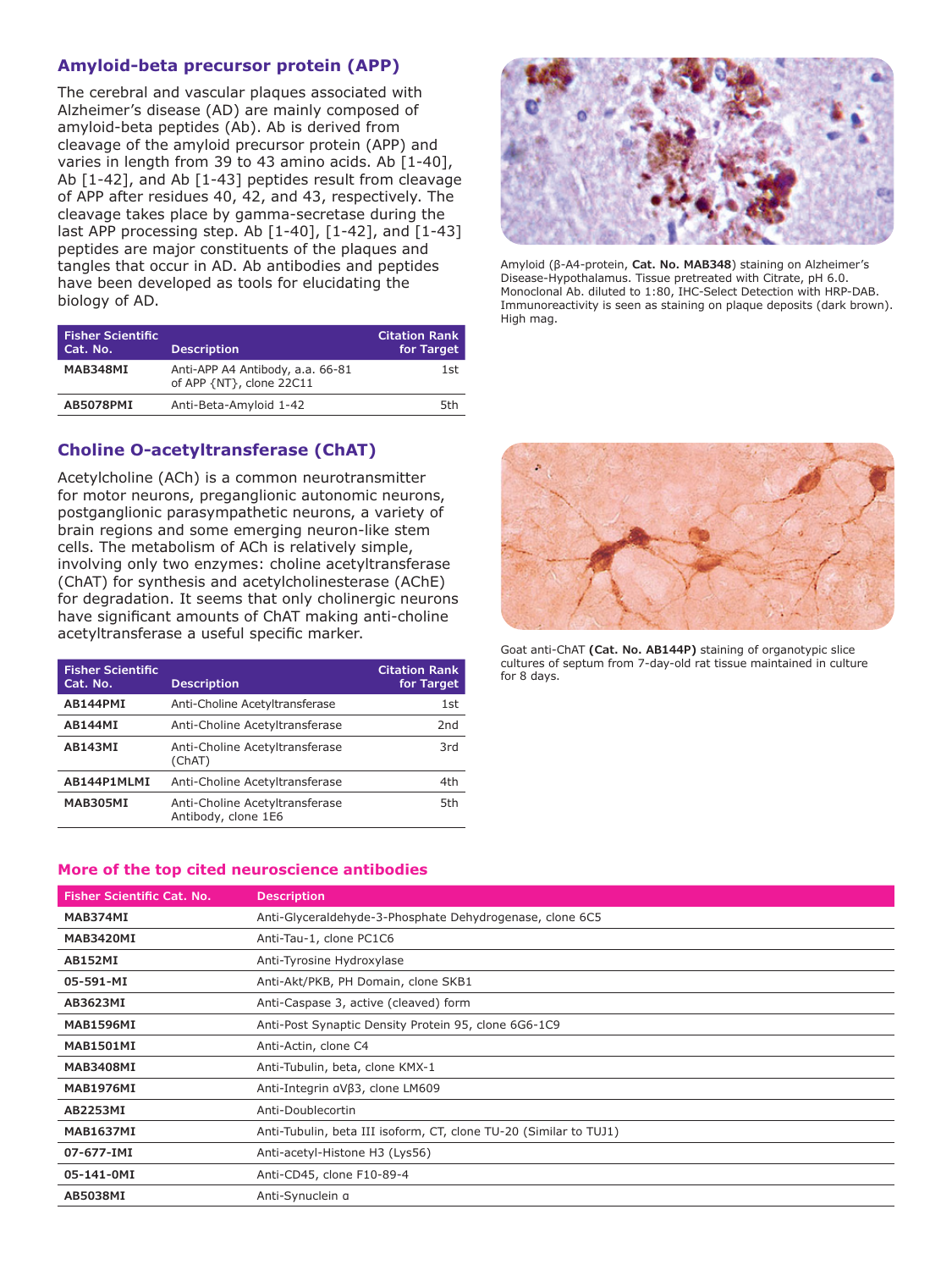## Amyloid-beta precursor protein (APP)

The cerebral and vascular plaques associated with Alzheimer's disease (AD) are mainly composed of amyloid-beta peptides (Ab). Ab is derived from cleavage of the amyloid precursor protein (APP) and varies in length from 39 to 43 amino acids. Ab [1-40], Ab [1-42], and Ab [1-43] peptides result from cleavage of APP after residues 40, 42, and 43, respectively. The cleavage takes place by gamma-secretase during the last APP processing step. Ab [1-40], [1-42], and [1-43] peptides are major constituents of the plaques and tangles that occur in AD. Ab antibodies and peptides have been developed as tools for elucidating the biology of AD.

| Fisher Scientific Cat. No. | Description | Citation Rank for Target |
|---|---|---|
| MAB348MI | Anti-APP A4 Antibody, a.a. 66-81 of APP {NT}, clone 22C11 | 1st |
| AB5078PMI | Anti-Beta-Amyloid 1-42 | 5th |

Amyloid (β-A4-protein, **Cat. No. MAB348**) staining on Alzheimer's Disease-Hypothalamus. Tissue pretreated with Citrate, pH 6.0. Monoclonal Ab. diluted to 1:80, IHC-Select Detection with HRP-DAB. Immunoreactivity is seen as staining on plaque deposits (dark brown). High mag.

## Choline O-acetyltransferase (ChAT)

Acetylcholine (ACh) is a common neurotransmitter for motor neurons, preganglionic autonomic neurons, postganglionic parasympathetic neurons, a variety of brain regions and some emerging neuron-like stem cells. The metabolism of ACh is relatively simple, involving only two enzymes: choline acetyltransferase (ChAT) for synthesis and acetylcholinesterase (AChE) for degradation. It seems that only cholinergic neurons have significant amounts of ChAT making anti-choline acetyltransferase a useful specific marker.

| Fisher Scientific Cat. No. | Description | Citation Rank for Target |
|---|---|---|
| AB144PMI | Anti-Choline Acetyltransferase | 1st |
| AB144MI | Anti-Choline Acetyltransferase | 2nd |
| AB143MI | Anti-Choline Acetyltransferase (ChAT) | 3rd |
| AB144P1MLMI | Anti-Choline Acetyltransferase | 4th |
| MAB305MI | Anti-Choline Acetyltransferase Antibody, clone 1E6 | 5th |

Goat anti-ChAT **(Cat. No. AB144P)** staining of organotypic slice cultures of septum from 7-day-old rat tissue maintained in culture for 8 days.

## More of the top cited neuroscience antibodies

| Fisher Scientific Cat. No. | Description |
|---|---|
| MAB374MI | Anti-Glyceraldehyde-3-Phosphate Dehydrogenase, clone 6C5 |
| MAB3420MI | Anti-Tau-1, clone PC1C6 |
| AB152MI | Anti-Tyrosine Hydroxylase |
| 05-591-MI | Anti-Akt/PKB, PH Domain, clone SKB1 |
| AB3623MI | Anti-Caspase 3, active (cleaved) form |
| MAB1596MI | Anti-Post Synaptic Density Protein 95, clone 6G6-1C9 |
| MAB1501MI | Anti-Actin, clone C4 |
| MAB3408MI | Anti-Tubulin, beta, clone KMX-1 |
| MAB1976MI | Anti-Integrin αVβ3, clone LM609 |
| AB2253MI | Anti-Doublecortin |
| MAB1637MI | Anti-Tubulin, beta III isoform, CT, clone TU-20 (Similar to TUJ1) |
| 07-677-IMI | Anti-acetyl-Histone H3 (Lys56) |
| 05-141-0MI | Anti-CD45, clone F10-89-4 |
| AB5038MI | Anti-Synuclein α |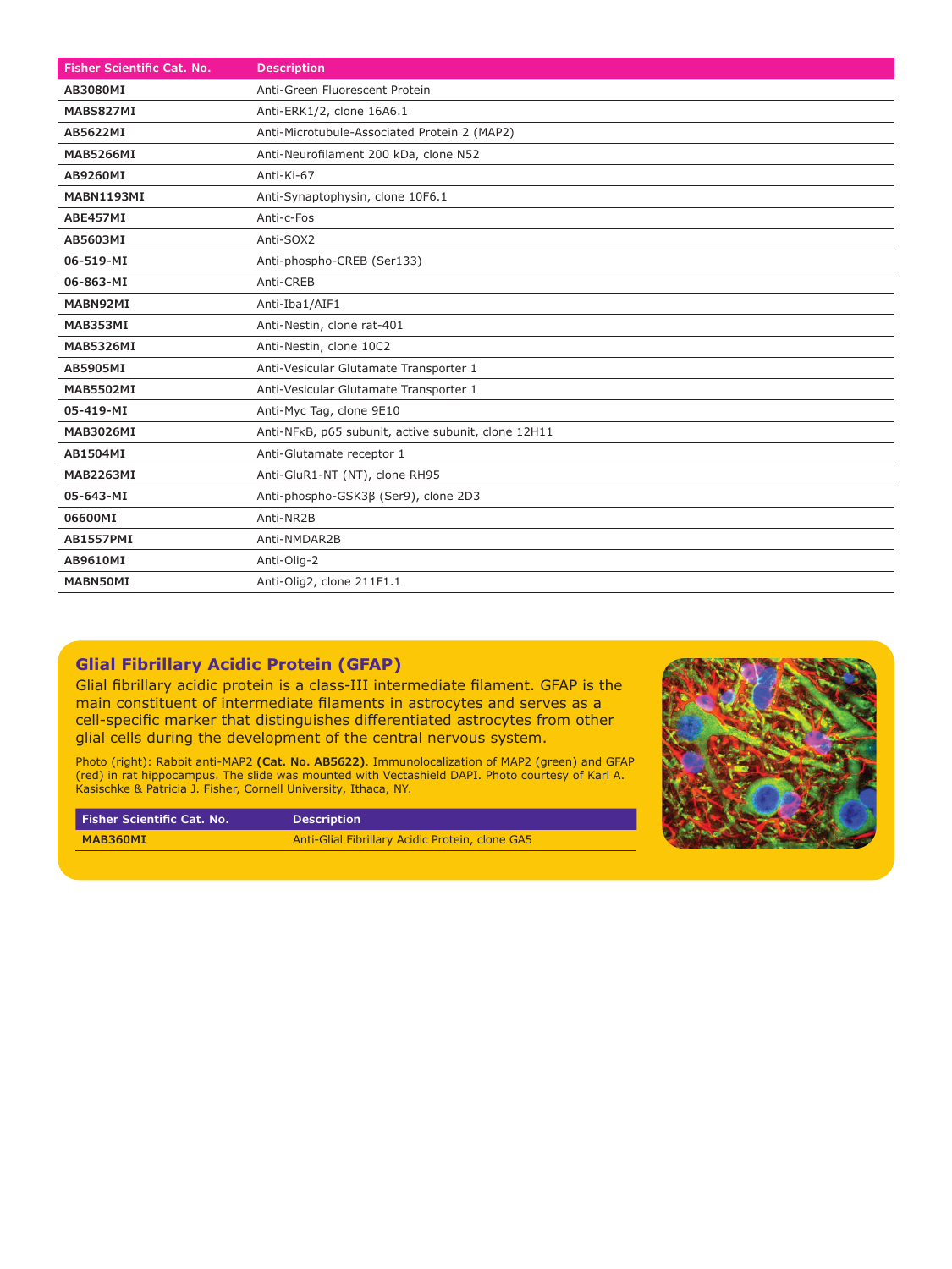| Fisher Scientific Cat. No. | Description |
|---|---|
| AB3080MI | Anti-Green Fluorescent Protein |
| MABS827MI | Anti-ERK1/2, clone 16A6.1 |
| AB5622MI | Anti-Microtubule-Associated Protein 2 (MAP2) |
| MAB5266MI | Anti-Neurofilament 200 kDa, clone N52 |
| AB9260MI | Anti-Ki-67 |
| MABN1193MI | Anti-Synaptophysin, clone 10F6.1 |
| ABE457MI | Anti-c-Fos |
| AB5603MI | Anti-SOX2 |
| 06-519-MI | Anti-phospho-CREB (Ser133) |
| 06-863-MI | Anti-CREB |
| MABN92MI | Anti-Iba1/AIF1 |
| MAB353MI | Anti-Nestin, clone rat-401 |
| MAB5326MI | Anti-Nestin, clone 10C2 |
| AB5905MI | Anti-Vesicular Glutamate Transporter 1 |
| MAB5502MI | Anti-Vesicular Glutamate Transporter 1 |
| 05-419-MI | Anti-Myc Tag, clone 9E10 |
| MAB3026MI | Anti-NFκB, p65 subunit, active subunit, clone 12H11 |
| AB1504MI | Anti-Glutamate receptor 1 |
| MAB2263MI | Anti-GluR1-NT (NT), clone RH95 |
| 05-643-MI | Anti-phospho-GSK3β (Ser9), clone 2D3 |
| 06600MI | Anti-NR2B |
| AB1557PMI | Anti-NMDAR2B |
| AB9610MI | Anti-Olig-2 |
| MABN50MI | Anti-Olig2, clone 211F1.1 |

## Glial Fibrillary Acidic Protein (GFAP)

Glial fibrillary acidic protein is a class-III intermediate filament. GFAP is the main constituent of intermediate filaments in astrocytes and serves as a cell-specific marker that distinguishes differentiated astrocytes from other glial cells during the development of the central nervous system.

Photo (right): Rabbit anti-MAP2 **(Cat. No. AB5622)**. Immunolocalization of MAP2 (green) and GFAP (red) in rat hippocampus. The slide was mounted with Vectashield DAPI. Photo courtesy of Karl A. Kasischke & Patricia J. Fisher, Cornell University, Ithaca, NY.

| Fisher Scientific Cat. No. | Description |
|---|---|
| MAB360MI | Anti-Glial Fibrillary Acidic Protein, clone GA5 |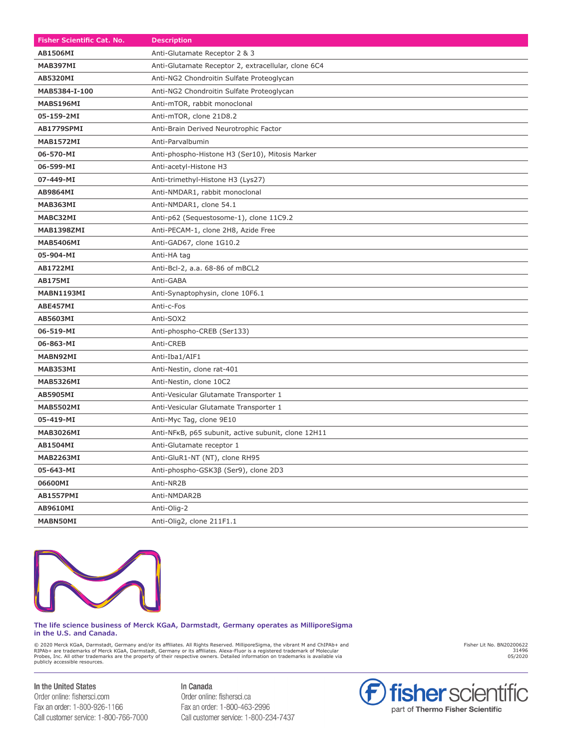| Fisher Scientific Cat. No. | Description |
| --- | --- |
| AB1506MI | Anti-Glutamate Receptor 2 & 3 |
| MAB397MI | Anti-Glutamate Receptor 2, extracellular, clone 6C4 |
| AB5320MI | Anti-NG2 Chondroitin Sulfate Proteoglycan |
| MAB5384-I-100 | Anti-NG2 Chondroitin Sulfate Proteoglycan |
| MABS196MI | Anti-mTOR, rabbit monoclonal |
| 05-159-2MI | Anti-mTOR, clone 21D8.2 |
| AB1779SPMI | Anti-Brain Derived Neurotrophic Factor |
| MAB1572MI | Anti-Parvalbumin |
| 06-570-MI | Anti-phospho-Histone H3 (Ser10), Mitosis Marker |
| 06-599-MI | Anti-acetyl-Histone H3 |
| 07-449-MI | Anti-trimethyl-Histone H3 (Lys27) |
| AB9864MI | Anti-NMDAR1, rabbit monoclonal |
| MAB363MI | Anti-NMDAR1, clone 54.1 |
| MABC32MI | Anti-p62 (Sequestosome-1), clone 11C9.2 |
| MAB1398ZMI | Anti-PECAM-1, clone 2H8, Azide Free |
| MAB5406MI | Anti-GAD67, clone 1G10.2 |
| 05-904-MI | Anti-HA tag |
| AB1722MI | Anti-Bcl-2, a.a. 68-86 of mBCL2 |
| AB175MI | Anti-GABA |
| MABN1193MI | Anti-Synaptophysin, clone 10F6.1 |
| ABE457MI | Anti-c-Fos |
| AB5603MI | Anti-SOX2 |
| 06-519-MI | Anti-phospho-CREB (Ser133) |
| 06-863-MI | Anti-CREB |
| MABN92MI | Anti-Iba1/AIF1 |
| MAB353MI | Anti-Nestin, clone rat-401 |
| MAB5326MI | Anti-Nestin, clone 10C2 |
| AB5905MI | Anti-Vesicular Glutamate Transporter 1 |
| MAB5502MI | Anti-Vesicular Glutamate Transporter 1 |
| 05-419-MI | Anti-Myc Tag, clone 9E10 |
| MAB3026MI | Anti-NFκB, p65 subunit, active subunit, clone 12H11 |
| AB1504MI | Anti-Glutamate receptor 1 |
| MAB2263MI | Anti-GluR1-NT (NT), clone RH95 |
| 05-643-MI | Anti-phospho-GSK3β (Ser9), clone 2D3 |
| 06600MI | Anti-NR2B |
| AB1557PMI | Anti-NMDAR2B |
| AB9610MI | Anti-Olig-2 |
| MABN50MI | Anti-Olig2, clone 211F1.1 |

**The life science business of Merck KGaA, Darmstadt, Germany operates as MilliporeSigma in the U.S. and Canada.**

© 2020 Merck KGaA, Darmstadt, Germany and/or its affiliates. All Rights Reserved. MilliporeSigma, the vibrant M and ChIPAb+ and RIPAb+ are trademarks of Merck KGaA, Darmstadt, Germany or its affiliates. Alexa-Fluor is a registered trademark of Molecular Probes, Inc. All other trademarks are the property of their respective owners. Detailed information on trademarks is available via publicly accessible resources.

Fisher Lit No. BN20200622
31496
05/2020

**In the United States**
Order online: fishersci.com
Fax an order: 1-800-926-1166
Call customer service: 1-800-766-7000

**In Canada**
Order online: fishersci.ca
Fax an order: 1-800-463-2996
Call customer service: 1-800-234-7437

fisher scientific
part of Thermo Fisher Scientific